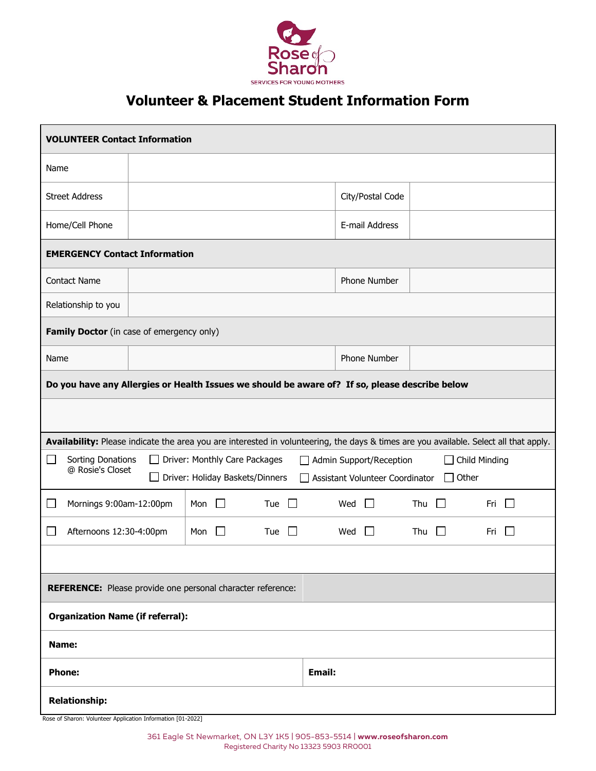Rose of Sharon
SERVICES FOR YOUNG MOTHERS

# Volunteer & Placement Student Information Form

| **VOLUNTEER Contact Information** | | | |
|---|---|---|---|
| Name | | | |
| Street Address | | City/Postal Code | |
| Home/Cell Phone | | E-mail Address | |
| **EMERGENCY Contact Information** | | | |
| Contact Name | | Phone Number | |
| Relationship to you | | | |
| **Family Doctor** (in case of emergency only) | | | |
| Name | | Phone Number | |
| **Do you have any Allergies or Health Issues we should be aware of? If so, please describe below** | | | |
| | | | |

**Availability:** Please indicate the area you are interested in volunteering, the days & times are you available. Select all that apply.

☐ Sorting Donations @ Rosie's Closet ☐ Driver: Monthly Care Packages ☐ Driver: Holiday Baskets/Dinners ☐ Admin Support/Reception ☐ Assistant Volunteer Coordinator ☐ Child Minding ☐ Other

| | | | | | |
|---|---|---|---|---|---|
| ☐ Mornings 9:00am-12:00pm | Mon ☐ | Tue ☐ | Wed ☐ | Thu ☐ | Fri ☐ |
| ☐ Afternoons 12:30-4:00pm | Mon ☐ | Tue ☐ | Wed ☐ | Thu ☐ | Fri ☐ |

| **REFERENCE:** Please provide one personal character reference: | |
|---|---|
| **Organization Name (if referral):** | |
| **Name:** | |
| **Phone:** | **Email:** |
| **Relationship:** | |

Rose of Sharon: Volunteer Application Information [01-2022]

361 Eagle St Newmarket, ON L3Y 1K5 | 905-853-5514 | **www.roseofsharon.com**
Registered Charity No 13323 5903 RR0001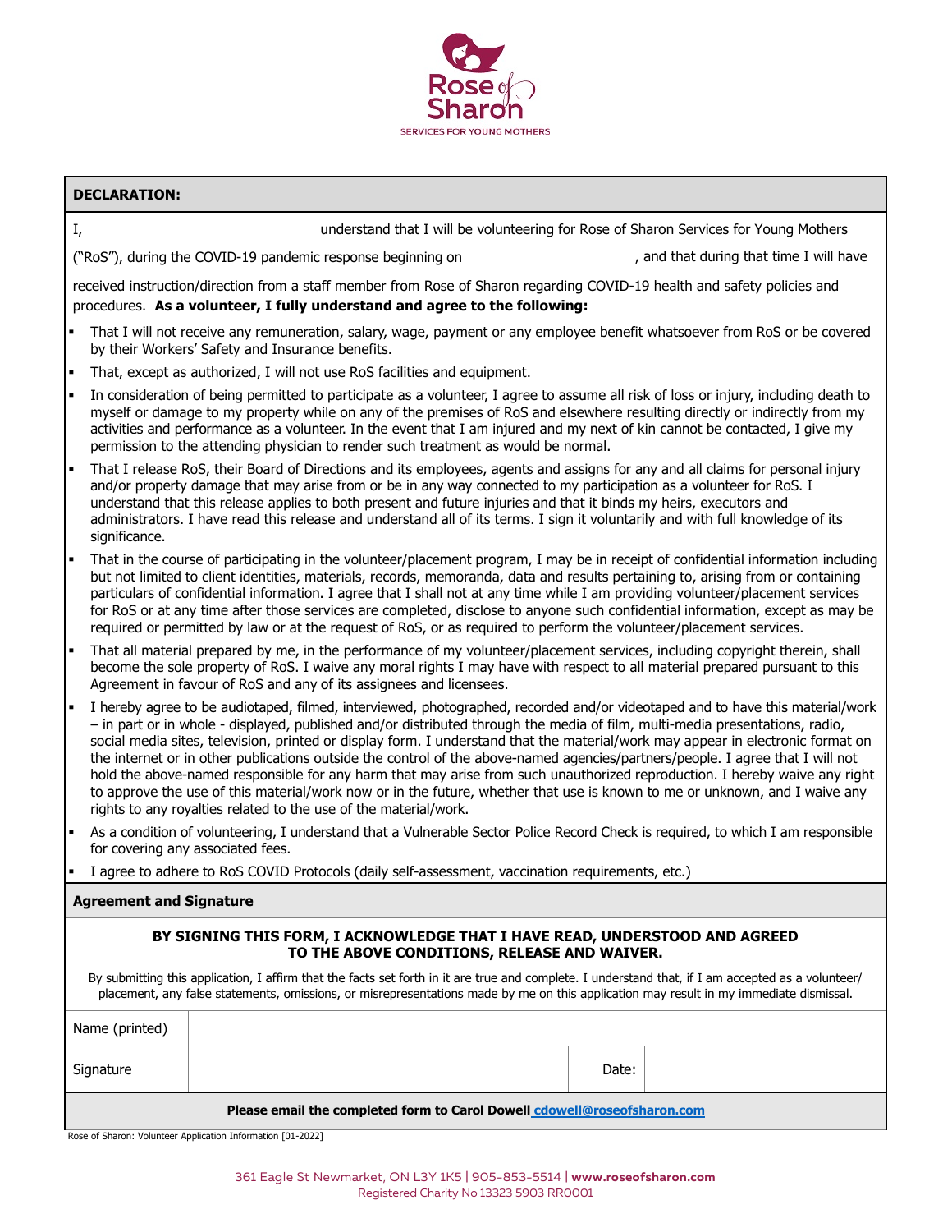Rose of Sharon
SERVICES FOR YOUNG MOTHERS

**DECLARATION:**

I, \_\_\_\_\_\_\_\_\_\_\_\_\_\_\_\_\_\_\_\_ understand that I will be volunteering for Rose of Sharon Services for Young Mothers ("RoS"), during the COVID-19 pandemic response beginning on \_\_\_\_\_\_\_\_\_\_\_\_\_\_\_\_, and that during that time I will have received instruction/direction from a staff member from Rose of Sharon regarding COVID-19 health and safety policies and procedures. **As a volunteer, I fully understand and agree to the following:**

- That I will not receive any remuneration, salary, wage, payment or any employee benefit whatsoever from RoS or be covered by their Workers' Safety and Insurance benefits.
- That, except as authorized, I will not use RoS facilities and equipment.
- In consideration of being permitted to participate as a volunteer, I agree to assume all risk of loss or injury, including death to myself or damage to my property while on any of the premises of RoS and elsewhere resulting directly or indirectly from my activities and performance as a volunteer. In the event that I am injured and my next of kin cannot be contacted, I give my permission to the attending physician to render such treatment as would be normal.
- That I release RoS, their Board of Directions and its employees, agents and assigns for any and all claims for personal injury and/or property damage that may arise from or be in any way connected to my participation as a volunteer for RoS. I understand that this release applies to both present and future injuries and that it binds my heirs, executors and administrators. I have read this release and understand all of its terms. I sign it voluntarily and with full knowledge of its significance.
- That in the course of participating in the volunteer/placement program, I may be in receipt of confidential information including but not limited to client identities, materials, records, memoranda, data and results pertaining to, arising from or containing particulars of confidential information. I agree that I shall not at any time while I am providing volunteer/placement services for RoS or at any time after those services are completed, disclose to anyone such confidential information, except as may be required or permitted by law or at the request of RoS, or as required to perform the volunteer/placement services.
- That all material prepared by me, in the performance of my volunteer/placement services, including copyright therein, shall become the sole property of RoS. I waive any moral rights I may have with respect to all material prepared pursuant to this Agreement in favour of RoS and any of its assignees and licensees.
- I hereby agree to be audiotaped, filmed, interviewed, photographed, recorded and/or videotaped and to have this material/work – in part or in whole - displayed, published and/or distributed through the media of film, multi-media presentations, radio, social media sites, television, printed or display form. I understand that the material/work may appear in electronic format on the internet or in other publications outside the control of the above-named agencies/partners/people. I agree that I will not hold the above-named responsible for any harm that may arise from such unauthorized reproduction. I hereby waive any right to approve the use of this material/work now or in the future, whether that use is known to me or unknown, and I waive any rights to any royalties related to the use of the material/work.
- As a condition of volunteering, I understand that a Vulnerable Sector Police Record Check is required, to which I am responsible for covering any associated fees.
- I agree to adhere to RoS COVID Protocols (daily self-assessment, vaccination requirements, etc.)

**Agreement and Signature**

**BY SIGNING THIS FORM, I ACKNOWLEDGE THAT I HAVE READ, UNDERSTOOD AND AGREED TO THE ABOVE CONDITIONS, RELEASE AND WAIVER.**

By submitting this application, I affirm that the facts set forth in it are true and complete. I understand that, if I am accepted as a volunteer/ placement, any false statements, omissions, or misrepresentations made by me on this application may result in my immediate dismissal.

| | | | |
|---|---|---|---|
| Name (printed) | | | |
| Signature | | Date: | |

**Please email the completed form to Carol Dowell cdowell@roseofsharon.com**

Rose of Sharon: Volunteer Application Information [01-2022]

361 Eagle St Newmarket, ON L3Y 1K5 | 905-853-5514 | **www.roseofsharon.com**
Registered Charity No 13323 5903 RR0001